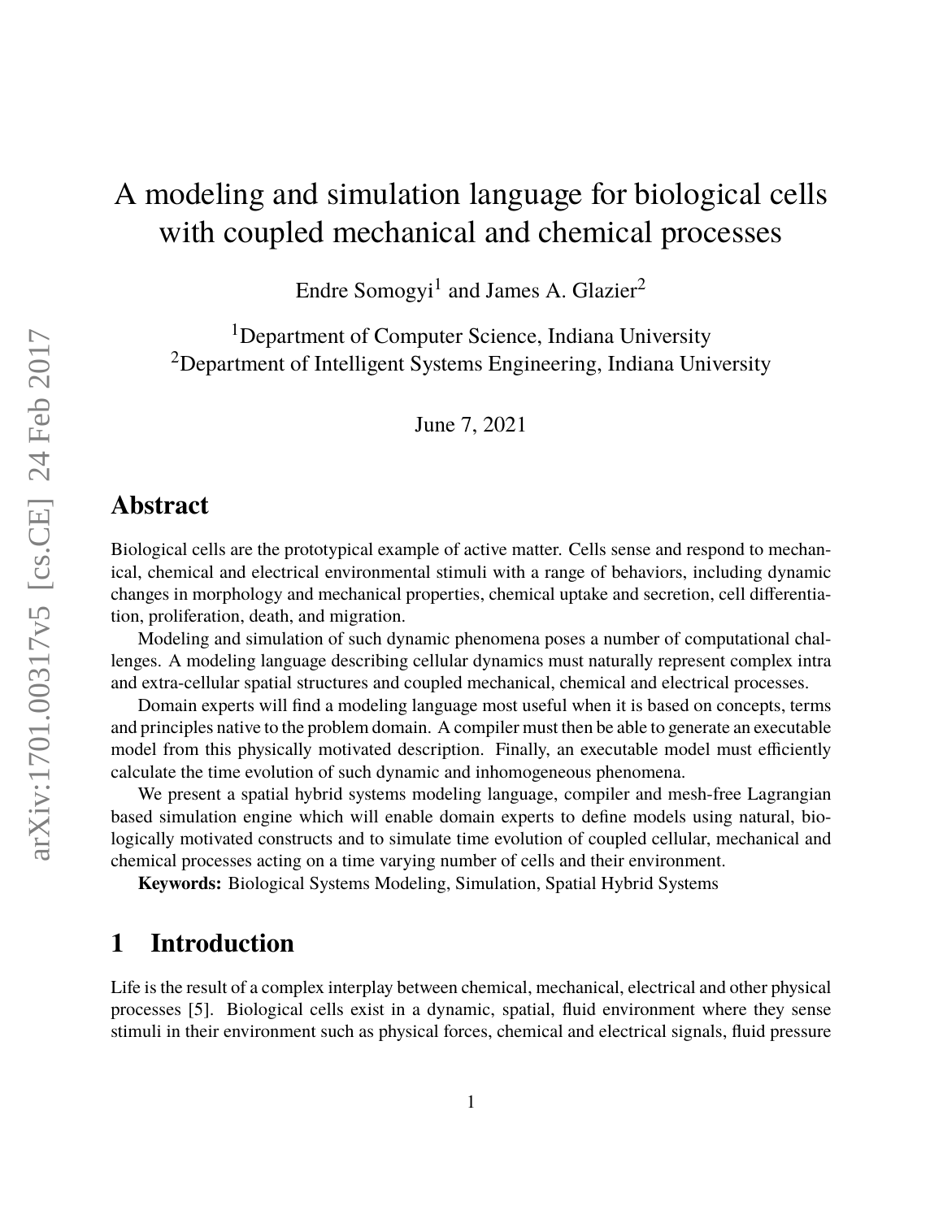# A modeling and simulation language for biological cells with coupled mechanical and chemical processes

Endre Somogyi[1] and James A. Glazier[2]

[1]Department of Computer Science, Indiana University
[2]Department of Intelligent Systems Engineering, Indiana University

June 7, 2021

## Abstract

Biological cells are the prototypical example of active matter. Cells sense and respond to mechanical, chemical and electrical environmental stimuli with a range of behaviors, including dynamic changes in morphology and mechanical properties, chemical uptake and secretion, cell differentiation, proliferation, death, and migration.

Modeling and simulation of such dynamic phenomena poses a number of computational challenges. A modeling language describing cellular dynamics must naturally represent complex intra and extra-cellular spatial structures and coupled mechanical, chemical and electrical processes.

Domain experts will find a modeling language most useful when it is based on concepts, terms and principles native to the problem domain. A compiler must then be able to generate an executable model from this physically motivated description. Finally, an executable model must efficiently calculate the time evolution of such dynamic and inhomogeneous phenomena.

We present a spatial hybrid systems modeling language, compiler and mesh-free Lagrangian based simulation engine which will enable domain experts to define models using natural, biologically motivated constructs and to simulate time evolution of coupled cellular, mechanical and chemical processes acting on a time varying number of cells and their environment.

**Keywords:** Biological Systems Modeling, Simulation, Spatial Hybrid Systems

## 1 Introduction

Life is the result of a complex interplay between chemical, mechanical, electrical and other physical processes [5]. Biological cells exist in a dynamic, spatial, fluid environment where they sense stimuli in their environment such as physical forces, chemical and electrical signals, fluid pressure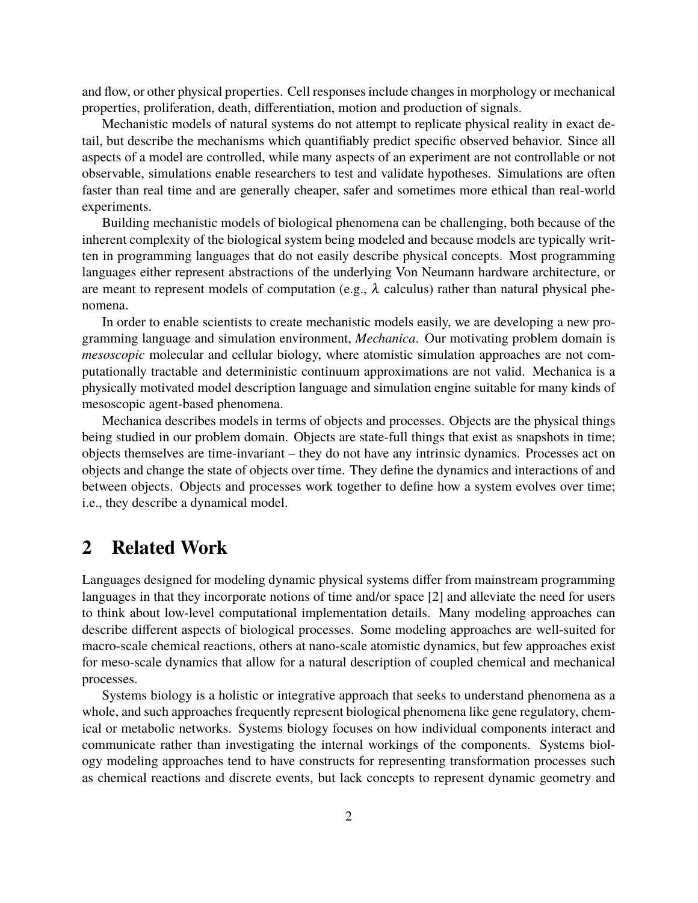and flow, or other physical properties. Cell responses include changes in morphology or mechanical properties, proliferation, death, differentiation, motion and production of signals.

Mechanistic models of natural systems do not attempt to replicate physical reality in exact detail, but describe the mechanisms which quantifiably predict specific observed behavior. Since all aspects of a model are controlled, while many aspects of an experiment are not controllable or not observable, simulations enable researchers to test and validate hypotheses. Simulations are often faster than real time and are generally cheaper, safer and sometimes more ethical than real-world experiments.

Building mechanistic models of biological phenomena can be challenging, both because of the inherent complexity of the biological system being modeled and because models are typically written in programming languages that do not easily describe physical concepts. Most programming languages either represent abstractions of the underlying Von Neumann hardware architecture, or are meant to represent models of computation (e.g., $\lambda$ calculus) rather than natural physical phenomena.

In order to enable scientists to create mechanistic models easily, we are developing a new programming language and simulation environment, *Mechanica*. Our motivating problem domain is *mesoscopic* molecular and cellular biology, where atomistic simulation approaches are not computationally tractable and deterministic continuum approximations are not valid. Mechanica is a physically motivated model description language and simulation engine suitable for many kinds of mesoscopic agent-based phenomena.

Mechanica describes models in terms of objects and processes. Objects are the physical things being studied in our problem domain. Objects are state-full things that exist as snapshots in time; objects themselves are time-invariant – they do not have any intrinsic dynamics. Processes act on objects and change the state of objects over time. They define the dynamics and interactions of and between objects. Objects and processes work together to define how a system evolves over time; i.e., they describe a dynamical model.

## 2 Related Work

Languages designed for modeling dynamic physical systems differ from mainstream programming languages in that they incorporate notions of time and/or space [2] and alleviate the need for users to think about low-level computational implementation details. Many modeling approaches can describe different aspects of biological processes. Some modeling approaches are well-suited for macro-scale chemical reactions, others at nano-scale atomistic dynamics, but few approaches exist for meso-scale dynamics that allow for a natural description of coupled chemical and mechanical processes.

Systems biology is a holistic or integrative approach that seeks to understand phenomena as a whole, and such approaches frequently represent biological phenomena like gene regulatory, chemical or metabolic networks. Systems biology focuses on how individual components interact and communicate rather than investigating the internal workings of the components. Systems biology modeling approaches tend to have constructs for representing transformation processes such as chemical reactions and discrete events, but lack concepts to represent dynamic geometry and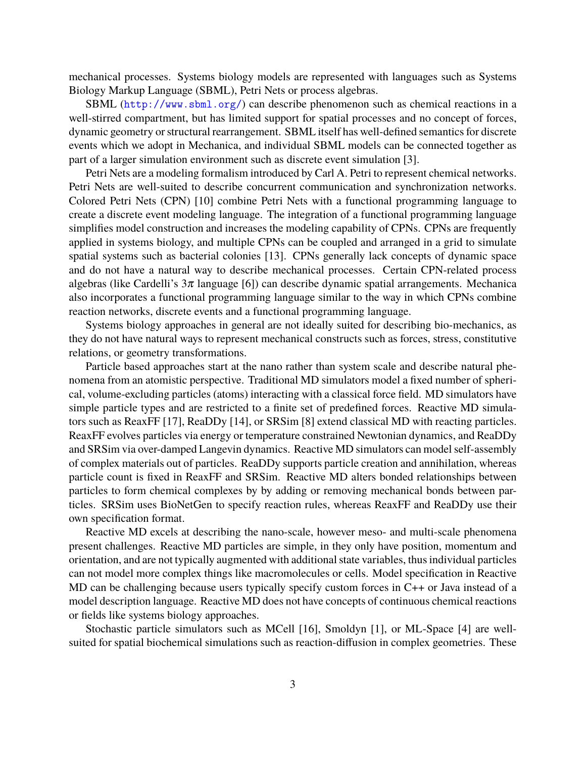mechanical processes. Systems biology models are represented with languages such as Systems Biology Markup Language (SBML), Petri Nets or process algebras.

SBML (http://www.sbml.org/) can describe phenomenon such as chemical reactions in a well-stirred compartment, but has limited support for spatial processes and no concept of forces, dynamic geometry or structural rearrangement. SBML itself has well-defined semantics for discrete events which we adopt in Mechanica, and individual SBML models can be connected together as part of a larger simulation environment such as discrete event simulation [3].

Petri Nets are a modeling formalism introduced by Carl A. Petri to represent chemical networks. Petri Nets are well-suited to describe concurrent communication and synchronization networks. Colored Petri Nets (CPN) [10] combine Petri Nets with a functional programming language to create a discrete event modeling language. The integration of a functional programming language simplifies model construction and increases the modeling capability of CPNs. CPNs are frequently applied in systems biology, and multiple CPNs can be coupled and arranged in a grid to simulate spatial systems such as bacterial colonies [13]. CPNs generally lack concepts of dynamic space and do not have a natural way to describe mechanical processes. Certain CPN-related process algebras (like Cardelli's $3\pi$ language [6]) can describe dynamic spatial arrangements. Mechanica also incorporates a functional programming language similar to the way in which CPNs combine reaction networks, discrete events and a functional programming language.

Systems biology approaches in general are not ideally suited for describing bio-mechanics, as they do not have natural ways to represent mechanical constructs such as forces, stress, constitutive relations, or geometry transformations.

Particle based approaches start at the nano rather than system scale and describe natural phenomena from an atomistic perspective. Traditional MD simulators model a fixed number of spherical, volume-excluding particles (atoms) interacting with a classical force field. MD simulators have simple particle types and are restricted to a finite set of predefined forces. Reactive MD simulators such as ReaxFF [17], ReaDDy [14], or SRSim [8] extend classical MD with reacting particles. ReaxFF evolves particles via energy or temperature constrained Newtonian dynamics, and ReaDDy and SRSim via over-damped Langevin dynamics. Reactive MD simulators can model self-assembly of complex materials out of particles. ReaDDy supports particle creation and annihilation, whereas particle count is fixed in ReaxFF and SRSim. Reactive MD alters bonded relationships between particles to form chemical complexes by by adding or removing mechanical bonds between particles. SRSim uses BioNetGen to specify reaction rules, whereas ReaxFF and ReaDDy use their own specification format.

Reactive MD excels at describing the nano-scale, however meso- and multi-scale phenomena present challenges. Reactive MD particles are simple, in they only have position, momentum and orientation, and are not typically augmented with additional state variables, thus individual particles can not model more complex things like macromolecules or cells. Model specification in Reactive MD can be challenging because users typically specify custom forces in C++ or Java instead of a model description language. Reactive MD does not have concepts of continuous chemical reactions or fields like systems biology approaches.

Stochastic particle simulators such as MCell [16], Smoldyn [1], or ML-Space [4] are well-suited for spatial biochemical simulations such as reaction-diffusion in complex geometries. These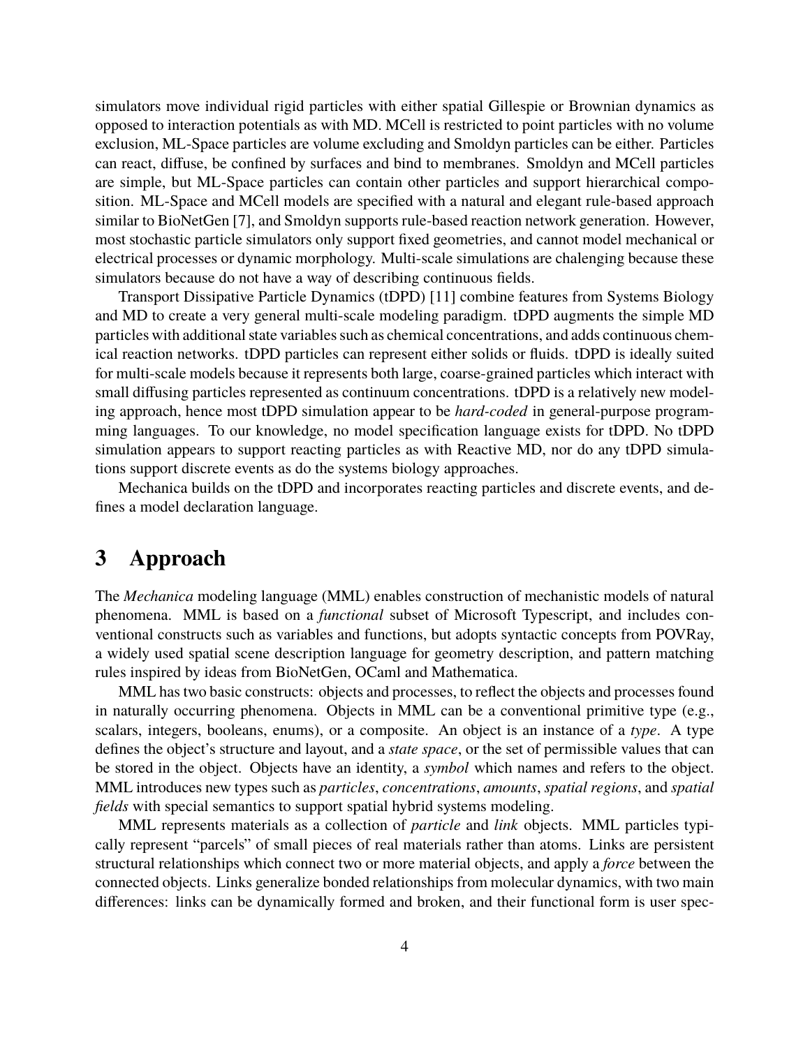simulators move individual rigid particles with either spatial Gillespie or Brownian dynamics as opposed to interaction potentials as with MD. MCell is restricted to point particles with no volume exclusion, ML-Space particles are volume excluding and Smoldyn particles can be either. Particles can react, diffuse, be confined by surfaces and bind to membranes. Smoldyn and MCell particles are simple, but ML-Space particles can contain other particles and support hierarchical composition. ML-Space and MCell models are specified with a natural and elegant rule-based approach similar to BioNetGen [7], and Smoldyn supports rule-based reaction network generation. However, most stochastic particle simulators only support fixed geometries, and cannot model mechanical or electrical processes or dynamic morphology. Multi-scale simulations are chalenging because these simulators because do not have a way of describing continuous fields.

Transport Dissipative Particle Dynamics (tDPD) [11] combine features from Systems Biology and MD to create a very general multi-scale modeling paradigm. tDPD augments the simple MD particles with additional state variables such as chemical concentrations, and adds continuous chemical reaction networks. tDPD particles can represent either solids or fluids. tDPD is ideally suited for multi-scale models because it represents both large, coarse-grained particles which interact with small diffusing particles represented as continuum concentrations. tDPD is a relatively new modeling approach, hence most tDPD simulation appear to be *hard-coded* in general-purpose programming languages. To our knowledge, no model specification language exists for tDPD. No tDPD simulation appears to support reacting particles as with Reactive MD, nor do any tDPD simulations support discrete events as do the systems biology approaches.

Mechanica builds on the tDPD and incorporates reacting particles and discrete events, and defines a model declaration language.

# 3 Approach

The *Mechanica* modeling language (MML) enables construction of mechanistic models of natural phenomena. MML is based on a *functional* subset of Microsoft Typescript, and includes conventional constructs such as variables and functions, but adopts syntactic concepts from POVRay, a widely used spatial scene description language for geometry description, and pattern matching rules inspired by ideas from BioNetGen, OCaml and Mathematica.

MML has two basic constructs: objects and processes, to reflect the objects and processes found in naturally occurring phenomena. Objects in MML can be a conventional primitive type (e.g., scalars, integers, booleans, enums), or a composite. An object is an instance of a *type*. A type defines the object's structure and layout, and a *state space*, or the set of permissible values that can be stored in the object. Objects have an identity, a *symbol* which names and refers to the object. MML introduces new types such as *particles*, *concentrations*, *amounts*, *spatial regions*, and *spatial fields* with special semantics to support spatial hybrid systems modeling.

MML represents materials as a collection of *particle* and *link* objects. MML particles typically represent "parcels" of small pieces of real materials rather than atoms. Links are persistent structural relationships which connect two or more material objects, and apply a *force* between the connected objects. Links generalize bonded relationships from molecular dynamics, with two main differences: links can be dynamically formed and broken, and their functional form is user spec-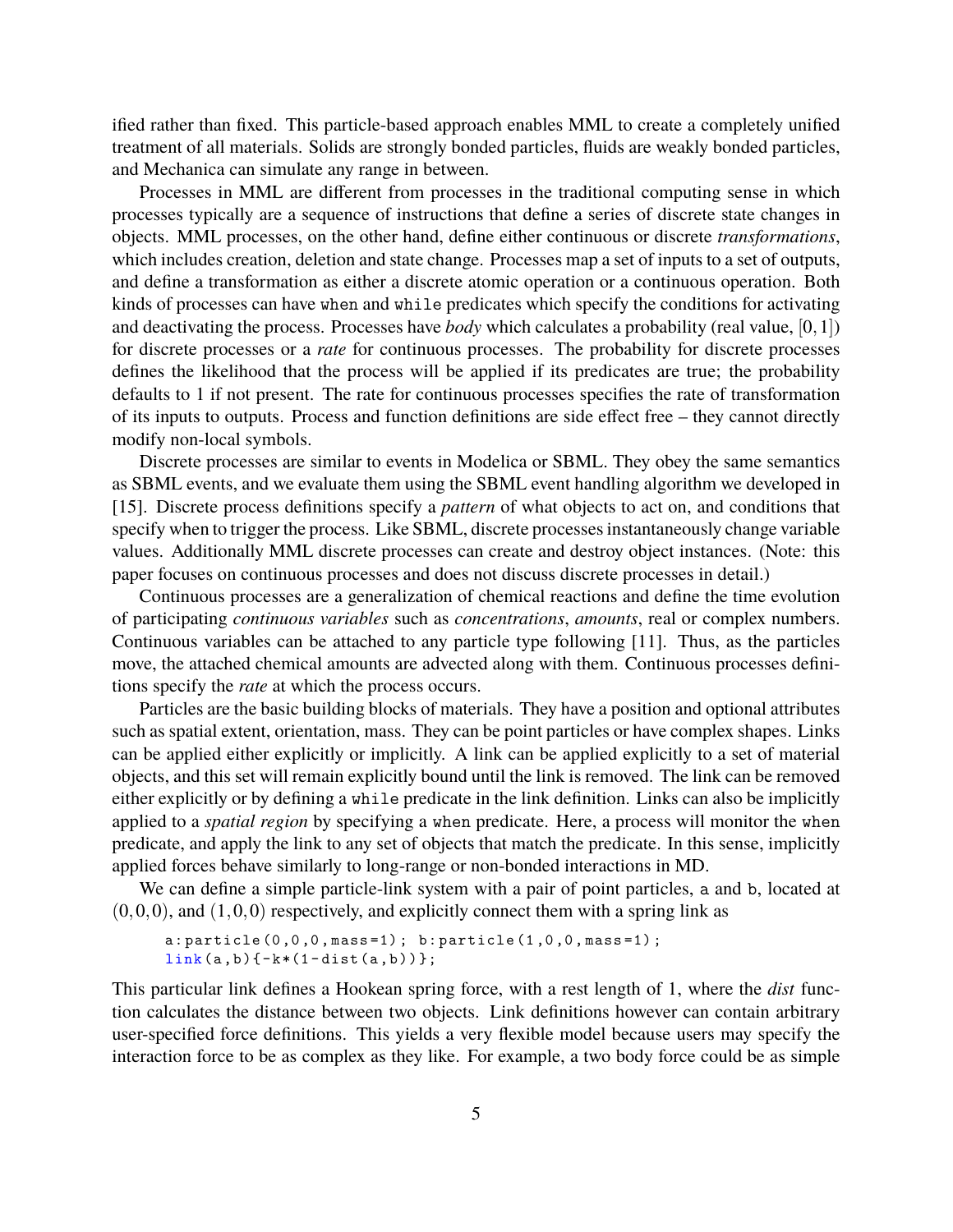ified rather than fixed. This particle-based approach enables MML to create a completely unified treatment of all materials. Solids are strongly bonded particles, fluids are weakly bonded particles, and Mechanica can simulate any range in between.

Processes in MML are different from processes in the traditional computing sense in which processes typically are a sequence of instructions that define a series of discrete state changes in objects. MML processes, on the other hand, define either continuous or discrete *transformations*, which includes creation, deletion and state change. Processes map a set of inputs to a set of outputs, and define a transformation as either a discrete atomic operation or a continuous operation. Both kinds of processes can have `when` and `while` predicates which specify the conditions for activating and deactivating the process. Processes have *body* which calculates a probability (real value, $[0, 1]$) for discrete processes or a *rate* for continuous processes. The probability for discrete processes defines the likelihood that the process will be applied if its predicates are true; the probability defaults to 1 if not present. The rate for continuous processes specifies the rate of transformation of its inputs to outputs. Process and function definitions are side effect free – they cannot directly modify non-local symbols.

Discrete processes are similar to events in Modelica or SBML. They obey the same semantics as SBML events, and we evaluate them using the SBML event handling algorithm we developed in [15]. Discrete process definitions specify a *pattern* of what objects to act on, and conditions that specify when to trigger the process. Like SBML, discrete processes instantaneously change variable values. Additionally MML discrete processes can create and destroy object instances. (Note: this paper focuses on continuous processes and does not discuss discrete processes in detail.)

Continuous processes are a generalization of chemical reactions and define the time evolution of participating *continuous variables* such as *concentrations*, *amounts*, real or complex numbers. Continuous variables can be attached to any particle type following [11]. Thus, as the particles move, the attached chemical amounts are advected along with them. Continuous processes definitions specify the *rate* at which the process occurs.

Particles are the basic building blocks of materials. They have a position and optional attributes such as spatial extent, orientation, mass. They can be point particles or have complex shapes. Links can be applied either explicitly or implicitly. A link can be applied explicitly to a set of material objects, and this set will remain explicitly bound until the link is removed. The link can be removed either explicitly or by defining a `while` predicate in the link definition. Links can also be implicitly applied to a *spatial region* by specifying a `when` predicate. Here, a process will monitor the `when` predicate, and apply the link to any set of objects that match the predicate. In this sense, implicitly applied forces behave similarly to long-range or non-bonded interactions in MD.

We can define a simple particle-link system with a pair of point particles, `a` and `b`, located at $(0,0,0)$, and $(1,0,0)$ respectively, and explicitly connect them with a spring link as

```
a:particle(0,0,0,mass=1); b:particle(1,0,0,mass=1);
link(a,b){-k*(1-dist(a,b))};
```

This particular link defines a Hookean spring force, with a rest length of 1, where the *dist* function calculates the distance between two objects. Link definitions however can contain arbitrary user-specified force definitions. This yields a very flexible model because users may specify the interaction force to be as complex as they like. For example, a two body force could be as simple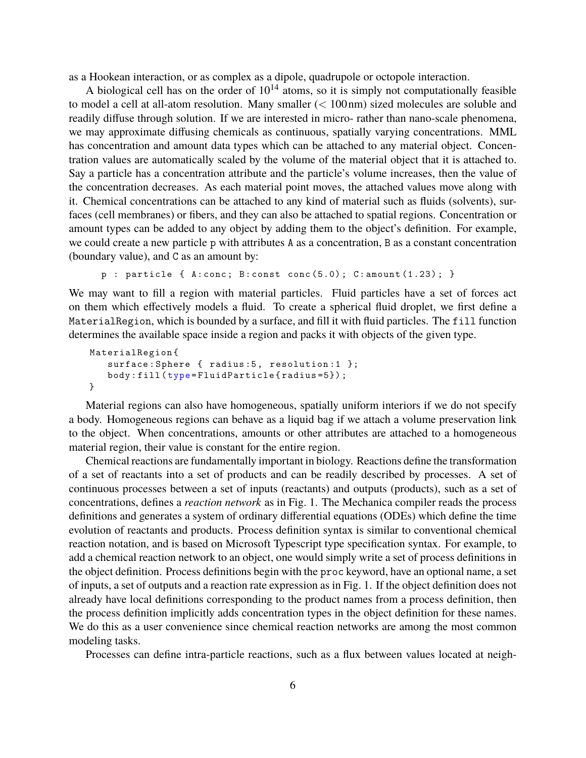as a Hookean interaction, or as complex as a dipole, quadrupole or octopole interaction.

A biological cell has on the order of $10^{14}$ atoms, so it is simply not computationally feasible to model a cell at all-atom resolution. Many smaller ($< 100\,\text{nm}$) sized molecules are soluble and readily diffuse through solution. If we are interested in micro- rather than nano-scale phenomena, we may approximate diffusing chemicals as continuous, spatially varying concentrations. MML has concentration and amount data types which can be attached to any material object. Concentration values are automatically scaled by the volume of the material object that it is attached to. Say a particle has a concentration attribute and the particle's volume increases, then the value of the concentration decreases. As each material point moves, the attached values move along with it. Chemical concentrations can be attached to any kind of material such as fluids (solvents), surfaces (cell membranes) or fibers, and they can also be attached to spatial regions. Concentration or amount types can be added to any object by adding them to the object's definition. For example, we could create a new particle `p` with attributes `A` as a concentration, `B` as a constant concentration (boundary value), and `C` as an amount by:

```
p : particle { A:conc; B:const conc(5.0); C:amount(1.23); }
```

We may want to fill a region with material particles. Fluid particles have a set of forces act on them which effectively models a fluid. To create a spherical fluid droplet, we first define a `MaterialRegion`, which is bounded by a surface, and fill it with fluid particles. The `fill` function determines the available space inside a region and packs it with objects of the given type.

```
MaterialRegion{
    surface:Sphere { radius:5, resolution:1 };
    body:fill(type=FluidParticle{radius=5});
}
```

Material regions can also have homogeneous, spatially uniform interiors if we do not specify a body. Homogeneous regions can behave as a liquid bag if we attach a volume preservation link to the object. When concentrations, amounts or other attributes are attached to a homogeneous material region, their value is constant for the entire region.

Chemical reactions are fundamentally important in biology. Reactions define the transformation of a set of reactants into a set of products and can be readily described by processes. A set of continuous processes between a set of inputs (reactants) and outputs (products), such as a set of concentrations, defines a *reaction network* as in Fig. 1. The Mechanica compiler reads the process definitions and generates a system of ordinary differential equations (ODEs) which define the time evolution of reactants and products. Process definition syntax is similar to conventional chemical reaction notation, and is based on Microsoft Typescript type specification syntax. For example, to add a chemical reaction network to an object, one would simply write a set of process definitions in the object definition. Process definitions begin with the `proc` keyword, have an optional name, a set of inputs, a set of outputs and a reaction rate expression as in Fig. 1. If the object definition does not already have local definitions corresponding to the product names from a process definition, then the process definition implicitly adds concentration types in the object definition for these names. We do this as a user convenience since chemical reaction networks are among the most common modeling tasks.

Processes can define intra-particle reactions, such as a flux between values located at neigh-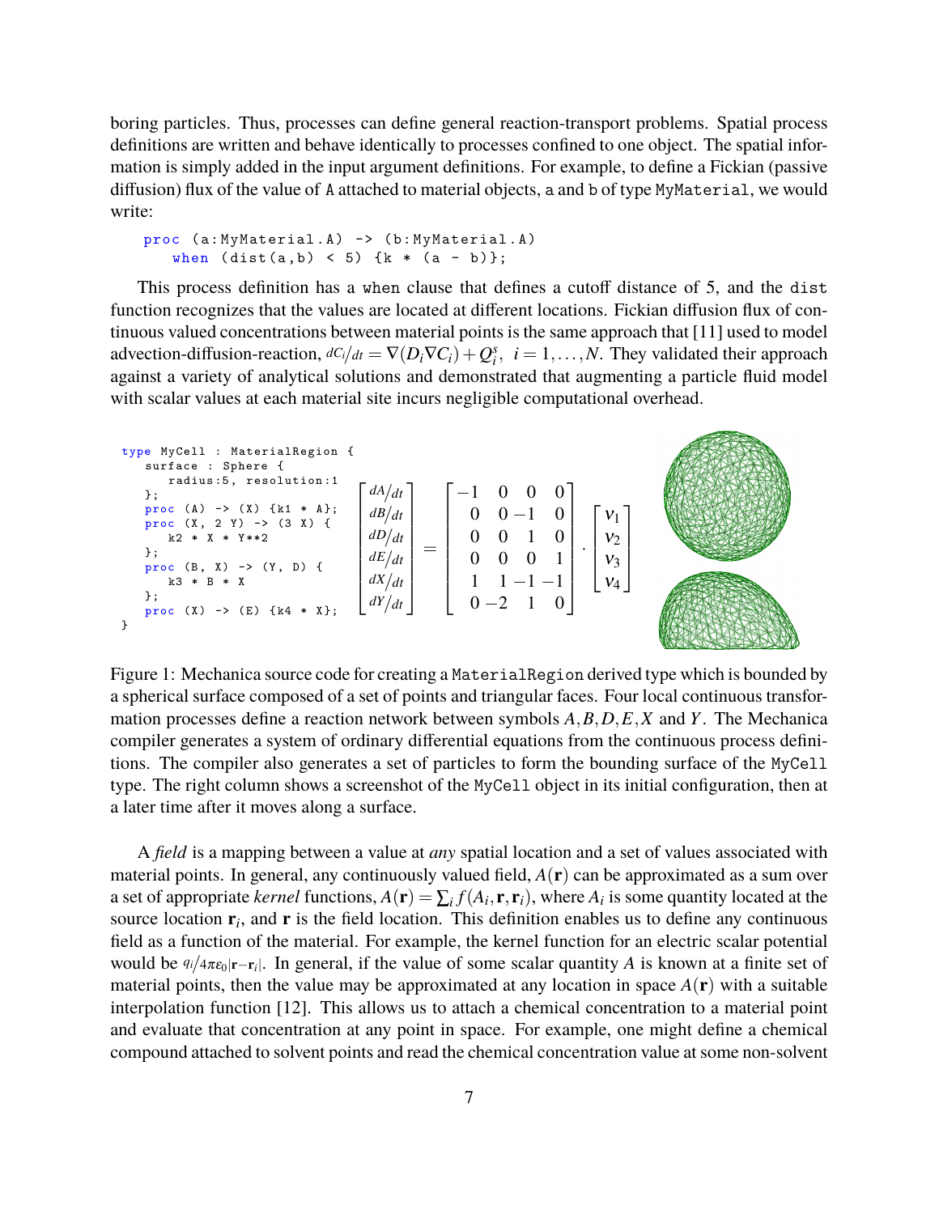boring particles. Thus, processes can define general reaction-transport problems. Spatial process definitions are written and behave identically to processes confined to one object. The spatial information is simply added in the input argument definitions. For example, to define a Fickian (passive diffusion) flux of the value of `A` attached to material objects, `a` and `b` of type `MyMaterial`, we would write:

```
proc (a:MyMaterial.A) -> (b:MyMaterial.A)
    when (dist(a,b) < 5) {k * (a - b)};
```

This process definition has a `when` clause that defines a cutoff distance of 5, and the `dist` function recognizes that the values are located at different locations. Fickian diffusion flux of continuous valued concentrations between material points is the same approach that [11] used to model advection-diffusion-reaction, $dC_i/dt = \nabla(D_i \nabla C_i) + Q_i^s,\ \ i = 1, \ldots, N$. They validated their approach against a variety of analytical solutions and demonstrated that augmenting a particle fluid model with scalar values at each material site incurs negligible computational overhead.

```
type MyCell : MaterialRegion {
    surface : Sphere {
        radius:5, resolution:1
    };
    proc (A) -> (X) {k1 * A};
    proc (X, 2 Y) -> (3 X) {
        k2 * X * Y**2
    };
    proc (B, X) -> (Y, D) {
        k3 * B * X
    };
    proc (X) -> (E) {k4 * X};
}
```

$$
\begin{bmatrix} dA/dt \\ dB/dt \\ dD/dt \\ dE/dt \\ dX/dt \\ dY/dt \end{bmatrix} = \begin{bmatrix} -1 & 0 & 0 & 0 \\ 0 & 0 & -1 & 0 \\ 0 & 0 & 1 & 0 \\ 0 & 0 & 0 & 1 \\ 1 & 1 & -1 & -1 \\ 0 & -2 & 1 & 0 \end{bmatrix} \cdot \begin{bmatrix} v_1 \\ v_2 \\ v_3 \\ v_4 \end{bmatrix}
$$

Figure 1: Mechanica source code for creating a `MaterialRegion` derived type which is bounded by a spherical surface composed of a set of points and triangular faces. Four local continuous transformation processes define a reaction network between symbols $A, B, D, E, X$ and $Y$. The Mechanica compiler generates a system of ordinary differential equations from the continuous process definitions. The compiler also generates a set of particles to form the bounding surface of the `MyCell` type. The right column shows a screenshot of the `MyCell` object in its initial configuration, then at a later time after it moves along a surface.

A *field* is a mapping between a value at *any* spatial location and a set of values associated with material points. In general, any continuously valued field, $A(\mathbf{r})$ can be approximated as a sum over a set of appropriate *kernel* functions, $A(\mathbf{r}) = \sum_i f(A_i, \mathbf{r}, \mathbf{r}_i)$, where $A_i$ is some quantity located at the source location $\mathbf{r}_i$, and $\mathbf{r}$ is the field location. This definition enables us to define any continuous field as a function of the material. For example, the kernel function for an electric scalar potential would be $q_i / 4\pi\varepsilon_0 |\mathbf{r} - \mathbf{r}_i|$. In general, if the value of some scalar quantity $A$ is known at a finite set of material points, then the value may be approximated at any location in space $A(\mathbf{r})$ with a suitable interpolation function [12]. This allows us to attach a chemical concentration to a material point and evaluate that concentration at any point in space. For example, one might define a chemical compound attached to solvent points and read the chemical concentration value at some non-solvent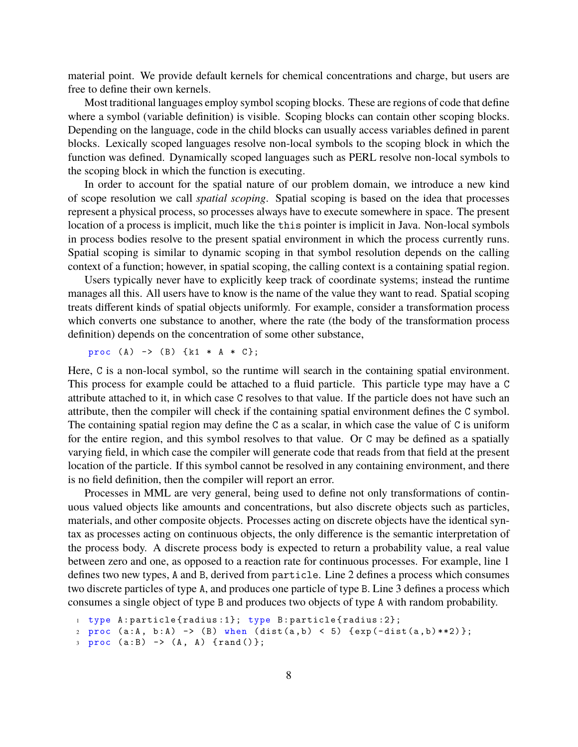material point. We provide default kernels for chemical concentrations and charge, but users are free to define their own kernels.

Most traditional languages employ symbol scoping blocks. These are regions of code that define where a symbol (variable definition) is visible. Scoping blocks can contain other scoping blocks. Depending on the language, code in the child blocks can usually access variables defined in parent blocks. Lexically scoped languages resolve non-local symbols to the scoping block in which the function was defined. Dynamically scoped languages such as PERL resolve non-local symbols to the scoping block in which the function is executing.

In order to account for the spatial nature of our problem domain, we introduce a new kind of scope resolution we call *spatial scoping*. Spatial scoping is based on the idea that processes represent a physical process, so processes always have to execute somewhere in space. The present location of a process is implicit, much like the `this` pointer is implicit in Java. Non-local symbols in process bodies resolve to the present spatial environment in which the process currently runs. Spatial scoping is similar to dynamic scoping in that symbol resolution depends on the calling context of a function; however, in spatial scoping, the calling context is a containing spatial region.

Users typically never have to explicitly keep track of coordinate systems; instead the runtime manages all this. All users have to know is the name of the value they want to read. Spatial scoping treats different kinds of spatial objects uniformly. For example, consider a transformation process which converts one substance to another, where the rate (the body of the transformation process definition) depends on the concentration of some other substance,

```
proc (A) -> (B) {k1 * A * C};
```

Here, `C` is a non-local symbol, so the runtime will search in the containing spatial environment. This process for example could be attached to a fluid particle. This particle type may have a `C` attribute attached to it, in which case `C` resolves to that value. If the particle does not have such an attribute, then the compiler will check if the containing spatial environment defines the `C` symbol. The containing spatial region may define the `C` as a scalar, in which case the value of `C` is uniform for the entire region, and this symbol resolves to that value. Or `C` may be defined as a spatially varying field, in which case the compiler will generate code that reads from that field at the present location of the particle. If this symbol cannot be resolved in any containing environment, and there is no field definition, then the compiler will report an error.

Processes in MML are very general, being used to define not only transformations of continuous valued objects like amounts and concentrations, but also discrete objects such as particles, materials, and other composite objects. Processes acting on discrete objects have the identical syntax as processes acting on continuous objects, the only difference is the semantic interpretation of the process body. A discrete process body is expected to return a probability value, a real value between zero and one, as opposed to a reaction rate for continuous processes. For example, line 1 defines two new types, `A` and `B`, derived from `particle`. Line 2 defines a process which consumes two discrete particles of type `A`, and produces one particle of type `B`. Line 3 defines a process which consumes a single object of type `B` and produces two objects of type `A` with random probability.

```
1 type A:particle{radius:1}; type B:particle{radius:2};
2 proc (a:A, b:A) -> (B) when (dist(a,b) < 5) {exp(-dist(a,b)**2)};
3 proc (a:B) -> (A, A) {rand()};
```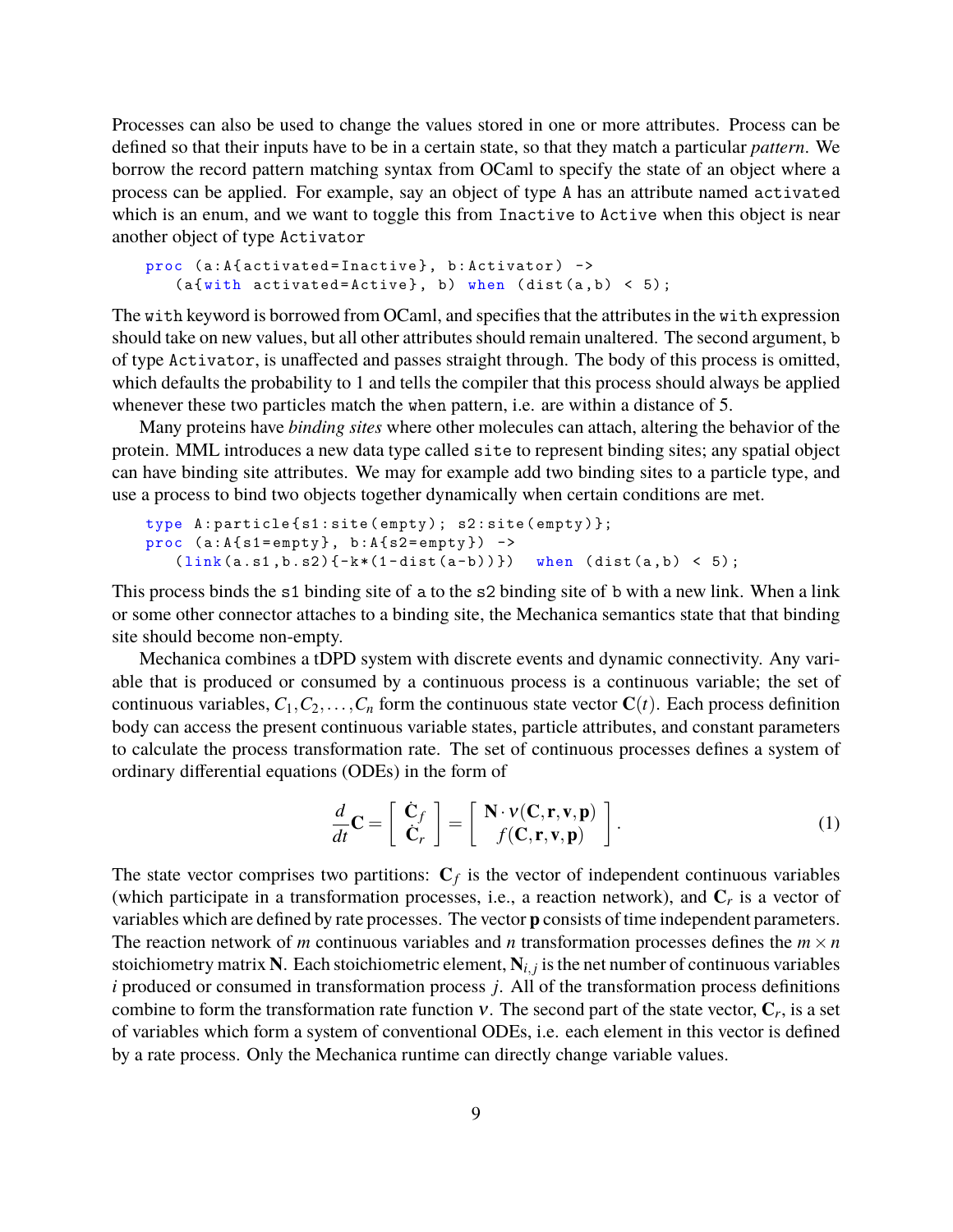Processes can also be used to change the values stored in one or more attributes. Process can be defined so that their inputs have to be in a certain state, so that they match a particular *pattern*. We borrow the record pattern matching syntax from OCaml to specify the state of an object where a process can be applied. For example, say an object of type `A` has an attribute named `activated` which is an enum, and we want to toggle this from `Inactive` to `Active` when this object is near another object of type `Activator`

```
proc (a:A{activated=Inactive}, b:Activator) ->
   (a{with activated=Active}, b) when (dist(a,b) < 5);
```

The `with` keyword is borrowed from OCaml, and specifies that the attributes in the `with` expression should take on new values, but all other attributes should remain unaltered. The second argument, `b` of type `Activator`, is unaffected and passes straight through. The body of this process is omitted, which defaults the probability to 1 and tells the compiler that this process should always be applied whenever these two particles match the `when` pattern, i.e. are within a distance of 5.

Many proteins have *binding sites* where other molecules can attach, altering the behavior of the protein. MML introduces a new data type called `site` to represent binding sites; any spatial object can have binding site attributes. We may for example add two binding sites to a particle type, and use a process to bind two objects together dynamically when certain conditions are met.

```
type A:particle{s1:site(empty); s2:site(empty)};
proc (a:A{s1=empty}, b:A{s2=empty}) ->
   (link(a.s1,b.s2){-k*(1-dist(a-b))})  when (dist(a,b) < 5);
```

This process binds the `s1` binding site of `a` to the `s2` binding site of `b` with a new link. When a link or some other connector attaches to a binding site, the Mechanica semantics state that that binding site should become non-empty.

Mechanica combines a tDPD system with discrete events and dynamic connectivity. Any variable that is produced or consumed by a continuous process is a continuous variable; the set of continuous variables, $C_1, C_2, \ldots, C_n$ form the continuous state vector $\mathbf{C}(t)$. Each process definition body can access the present continuous variable states, particle attributes, and constant parameters to calculate the process transformation rate. The set of continuous processes defines a system of ordinary differential equations (ODEs) in the form of

$$\frac{d}{dt}\mathbf{C} = \begin{bmatrix} \dot{\mathbf{C}}_f \\ \dot{\mathbf{C}}_r \end{bmatrix} = \begin{bmatrix} \mathbf{N} \cdot \nu(\mathbf{C}, \mathbf{r}, \mathbf{v}, \mathbf{p}) \\ f(\mathbf{C}, \mathbf{r}, \mathbf{v}, \mathbf{p}) \end{bmatrix}. \tag{1}$$

The state vector comprises two partitions: $\mathbf{C}_f$ is the vector of independent continuous variables (which participate in a transformation processes, i.e., a reaction network), and $\mathbf{C}_r$ is a vector of variables which are defined by rate processes. The vector $\mathbf{p}$ consists of time independent parameters. The reaction network of $m$ continuous variables and $n$ transformation processes defines the $m \times n$ stoichiometry matrix $\mathbf{N}$. Each stoichiometric element, $\mathbf{N}_{i,j}$ is the net number of continuous variables $i$ produced or consumed in transformation process $j$. All of the transformation process definitions combine to form the transformation rate function $\nu$. The second part of the state vector, $\mathbf{C}_r$, is a set of variables which form a system of conventional ODEs, i.e. each element in this vector is defined by a rate process. Only the Mechanica runtime can directly change variable values.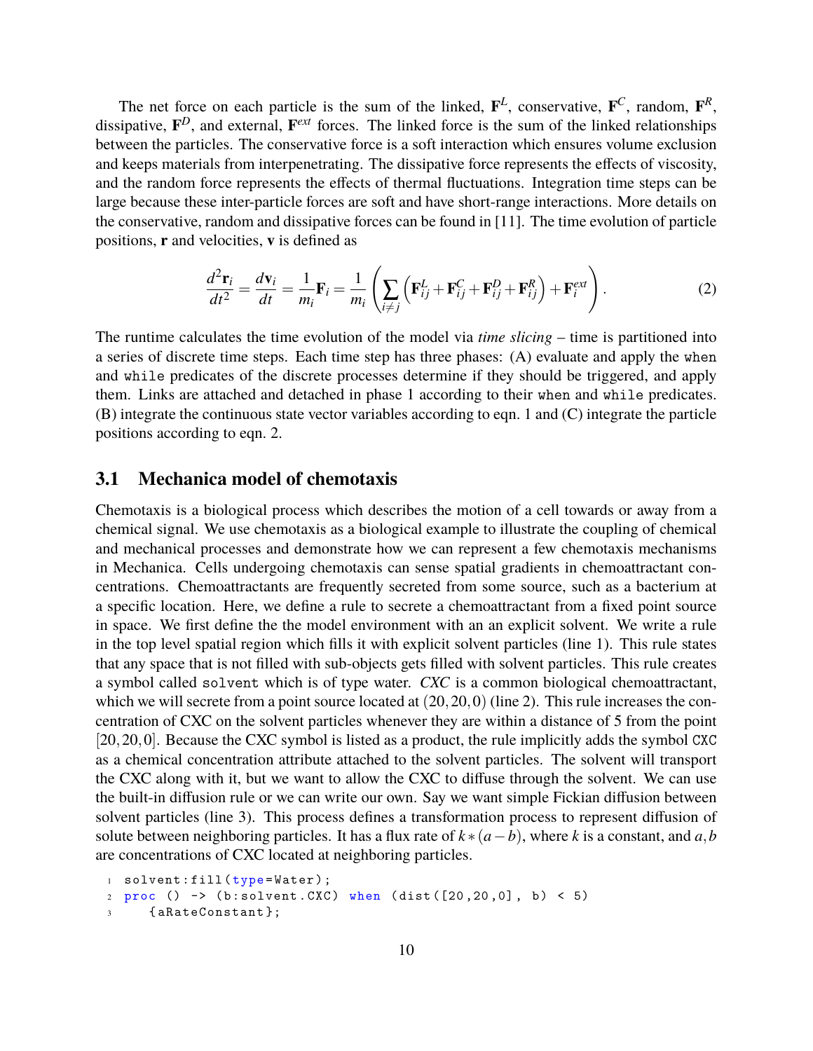The net force on each particle is the sum of the linked, $\mathbf{F}^L$, conservative, $\mathbf{F}^C$, random, $\mathbf{F}^R$, dissipative, $\mathbf{F}^D$, and external, $\mathbf{F}^{ext}$ forces. The linked force is the sum of the linked relationships between the particles. The conservative force is a soft interaction which ensures volume exclusion and keeps materials from interpenetrating. The dissipative force represents the effects of viscosity, and the random force represents the effects of thermal fluctuations. Integration time steps can be large because these inter-particle forces are soft and have short-range interactions. More details on the conservative, random and dissipative forces can be found in [11]. The time evolution of particle positions, $\mathbf{r}$ and velocities, $\mathbf{v}$ is defined as

$$\frac{d^2\mathbf{r}_i}{dt^2} = \frac{d\mathbf{v}_i}{dt} = \frac{1}{m_i}\mathbf{F}_i = \frac{1}{m_i}\left(\sum_{i\neq j}\left(\mathbf{F}^L_{ij} + \mathbf{F}^C_{ij} + \mathbf{F}^D_{ij} + \mathbf{F}^R_{ij}\right) + \mathbf{F}^{ext}_i\right). \tag{2}$$

The runtime calculates the time evolution of the model via *time slicing* – time is partitioned into a series of discrete time steps. Each time step has three phases: (A) evaluate and apply the `when` and `while` predicates of the discrete processes determine if they should be triggered, and apply them. Links are attached and detached in phase 1 according to their `when` and `while` predicates. (B) integrate the continuous state vector variables according to eqn. 1 and (C) integrate the particle positions according to eqn. 2.

## 3.1 Mechanica model of chemotaxis

Chemotaxis is a biological process which describes the motion of a cell towards or away from a chemical signal. We use chemotaxis as a biological example to illustrate the coupling of chemical and mechanical processes and demonstrate how we can represent a few chemotaxis mechanisms in Mechanica. Cells undergoing chemotaxis can sense spatial gradients in chemoattractant concentrations. Chemoattractants are frequently secreted from some source, such as a bacterium at a specific location. Here, we define a rule to secrete a chemoattractant from a fixed point source in space. We first define the the model environment with an an explicit solvent. We write a rule in the top level spatial region which fills it with explicit solvent particles (line 1). This rule states that any space that is not filled with sub-objects gets filled with solvent particles. This rule creates a symbol called `solvent` which is of type water. *CXC* is a common biological chemoattractant, which we will secrete from a point source located at $(20,20,0)$ (line 2). This rule increases the concentration of CXC on the solvent particles whenever they are within a distance of 5 from the point $[20,20,0]$. Because the CXC symbol is listed as a product, the rule implicitly adds the symbol `CXC` as a chemical concentration attribute attached to the solvent particles. The solvent will transport the CXC along with it, but we want to allow the CXC to diffuse through the solvent. We can use the built-in diffusion rule or we can write our own. Say we want simple Fickian diffusion between solvent particles (line 3). This process defines a transformation process to represent diffusion of solute between neighboring particles. It has a flux rate of $k*(a-b)$, where $k$ is a constant, and $a,b$ are concentrations of CXC located at neighboring particles.

```
1  solvent:fill(type=Water);
2  proc () -> (b:solvent.CXC) when (dist([20,20,0], b) < 5)
3     {aRateConstant};
```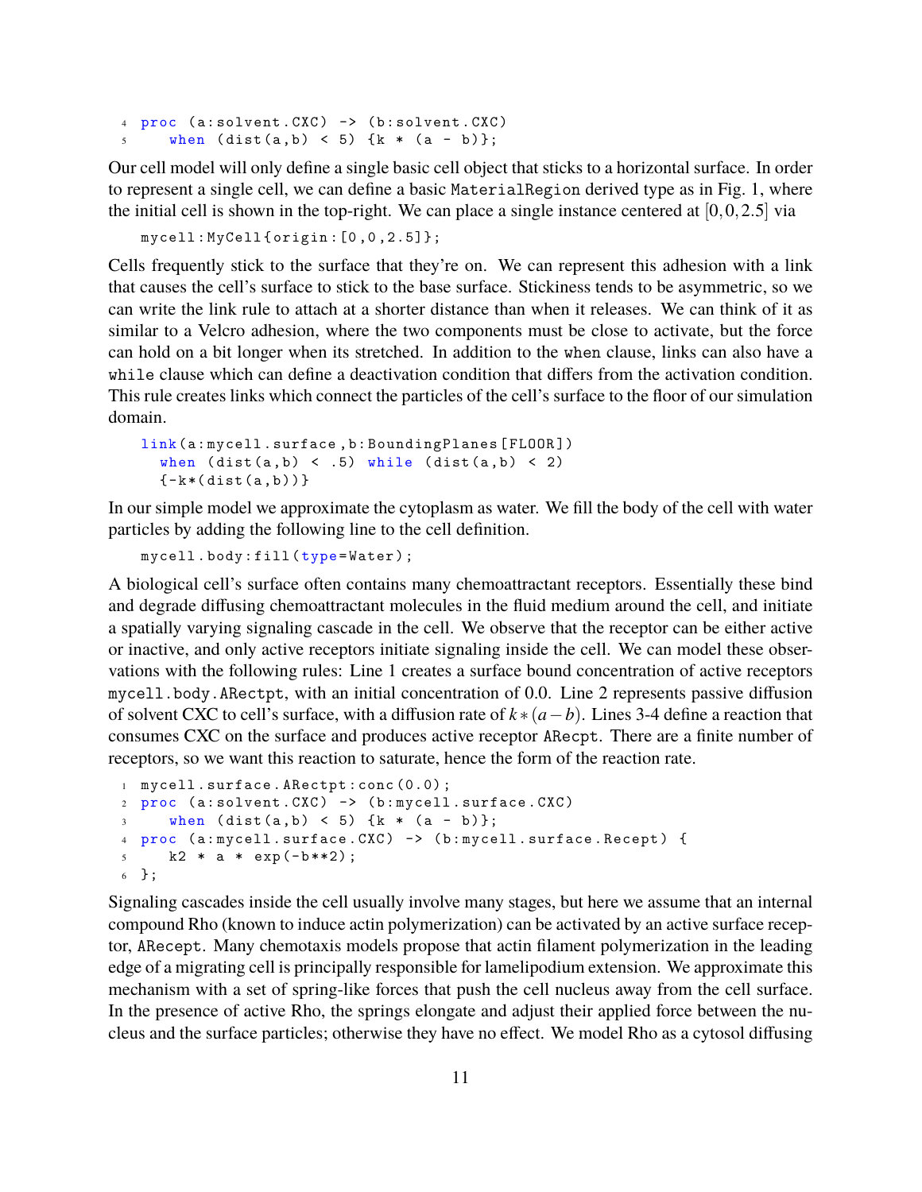```
4 proc (a:solvent.CXC) -> (b:solvent.CXC)
5    when (dist(a,b) < 5) {k * (a - b)};
```

Our cell model will only define a single basic cell object that sticks to a horizontal surface. In order to represent a single cell, we can define a basic `MaterialRegion` derived type as in Fig. 1, where the initial cell is shown in the top-right. We can place a single instance centered at $[0,0,2.5]$ via

```
mycell:MyCell{origin:[0,0,2.5]};
```

Cells frequently stick to the surface that they're on. We can represent this adhesion with a link that causes the cell's surface to stick to the base surface. Stickiness tends to be asymmetric, so we can write the link rule to attach at a shorter distance than when it releases. We can think of it as similar to a Velcro adhesion, where the two components must be close to activate, but the force can hold on a bit longer when its stretched. In addition to the `when` clause, links can also have a `while` clause which can define a deactivation condition that differs from the activation condition. This rule creates links which connect the particles of the cell's surface to the floor of our simulation domain.

```
link(a:mycell.surface,b:BoundingPlanes[FLOOR])
  when (dist(a,b) < .5) while (dist(a,b) < 2)
  {-k*(dist(a,b))}
```

In our simple model we approximate the cytoplasm as water. We fill the body of the cell with water particles by adding the following line to the cell definition.

```
mycell.body:fill(type=Water);
```

A biological cell's surface often contains many chemoattractant receptors. Essentially these bind and degrade diffusing chemoattractant molecules in the fluid medium around the cell, and initiate a spatially varying signaling cascade in the cell. We observe that the receptor can be either active or inactive, and only active receptors initiate signaling inside the cell. We can model these observations with the following rules: Line 1 creates a surface bound concentration of active receptors `mycell.body.ARectpt`, with an initial concentration of 0.0. Line 2 represents passive diffusion of solvent CXC to cell's surface, with a diffusion rate of $k*(a-b)$. Lines 3-4 define a reaction that consumes CXC on the surface and produces active receptor `ARecpt`. There are a finite number of receptors, so we want this reaction to saturate, hence the form of the reaction rate.

```
1 mycell.surface.ARectpt:conc(0.0);
2 proc (a:solvent.CXC) -> (b:mycell.surface.CXC)
3    when (dist(a,b) < 5) {k * (a - b)};
4 proc (a:mycell.surface.CXC) -> (b:mycell.surface.Recept) {
5    k2 * a * exp(-b**2);
6 };
```

Signaling cascades inside the cell usually involve many stages, but here we assume that an internal compound Rho (known to induce actin polymerization) can be activated by an active surface receptor, `ARecept`. Many chemotaxis models propose that actin filament polymerization in the leading edge of a migrating cell is principally responsible for lamelipodium extension. We approximate this mechanism with a set of spring-like forces that push the cell nucleus away from the cell surface. In the presence of active Rho, the springs elongate and adjust their applied force between the nucleus and the surface particles; otherwise they have no effect. We model Rho as a cytosol diffusing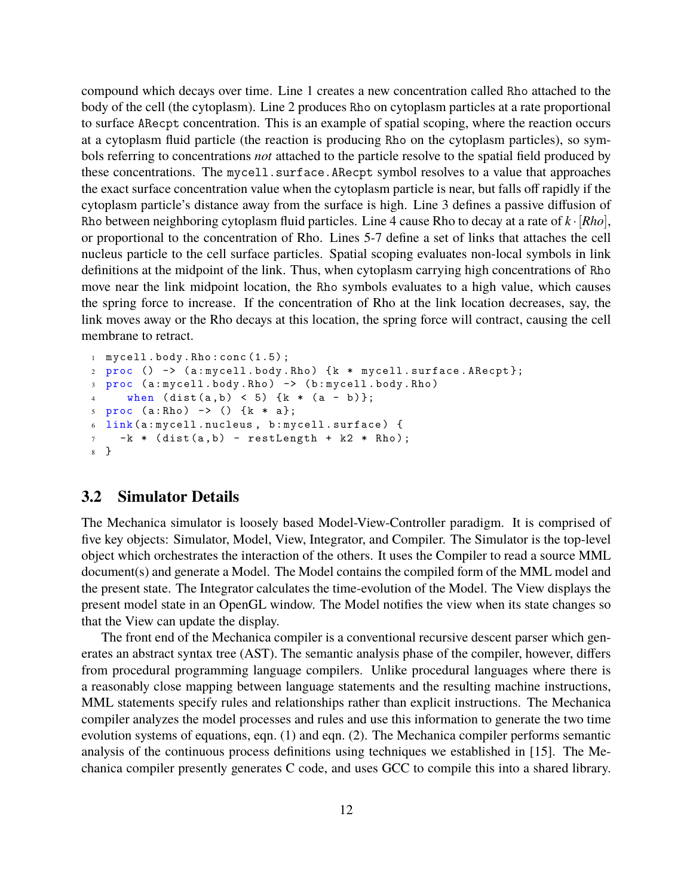compound which decays over time. Line 1 creates a new concentration called Rho attached to the body of the cell (the cytoplasm). Line 2 produces Rho on cytoplasm particles at a rate proportional to surface ARecpt concentration. This is an example of spatial scoping, where the reaction occurs at a cytoplasm fluid particle (the reaction is producing Rho on the cytoplasm particles), so symbols referring to concentrations *not* attached to the particle resolve to the spatial field produced by these concentrations. The mycell.surface.ARecpt symbol resolves to a value that approaches the exact surface concentration value when the cytoplasm particle is near, but falls off rapidly if the cytoplasm particle's distance away from the surface is high. Line 3 defines a passive diffusion of Rho between neighboring cytoplasm fluid particles. Line 4 cause Rho to decay at a rate of $k \cdot [Rho]$, or proportional to the concentration of Rho. Lines 5-7 define a set of links that attaches the cell nucleus particle to the cell surface particles. Spatial scoping evaluates non-local symbols in link definitions at the midpoint of the link. Thus, when cytoplasm carrying high concentrations of Rho move near the link midpoint location, the Rho symbols evaluates to a high value, which causes the spring force to increase. If the concentration of Rho at the link location decreases, say, the link moves away or the Rho decays at this location, the spring force will contract, causing the cell membrane to retract.

```
1 mycell.body.Rho:conc(1.5);
2 proc () -> (a:mycell.body.Rho) {k * mycell.surface.ARecpt};
3 proc (a:mycell.body.Rho) -> (b:mycell.body.Rho)
4     when (dist(a,b) < 5) {k * (a - b)};
5 proc (a:Rho) -> () {k * a};
6 link(a:mycell.nucleus, b:mycell.surface) {
7   -k * (dist(a,b) - restLength + k2 * Rho);
8 }
```

## 3.2 Simulator Details

The Mechanica simulator is loosely based Model-View-Controller paradigm. It is comprised of five key objects: Simulator, Model, View, Integrator, and Compiler. The Simulator is the top-level object which orchestrates the interaction of the others. It uses the Compiler to read a source MML document(s) and generate a Model. The Model contains the compiled form of the MML model and the present state. The Integrator calculates the time-evolution of the Model. The View displays the present model state in an OpenGL window. The Model notifies the view when its state changes so that the View can update the display.

The front end of the Mechanica compiler is a conventional recursive descent parser which generates an abstract syntax tree (AST). The semantic analysis phase of the compiler, however, differs from procedural programming language compilers. Unlike procedural languages where there is a reasonably close mapping between language statements and the resulting machine instructions, MML statements specify rules and relationships rather than explicit instructions. The Mechanica compiler analyzes the model processes and rules and use this information to generate the two time evolution systems of equations, eqn. (1) and eqn. (2). The Mechanica compiler performs semantic analysis of the continuous process definitions using techniques we established in [15]. The Mechanica compiler presently generates C code, and uses GCC to compile this into a shared library.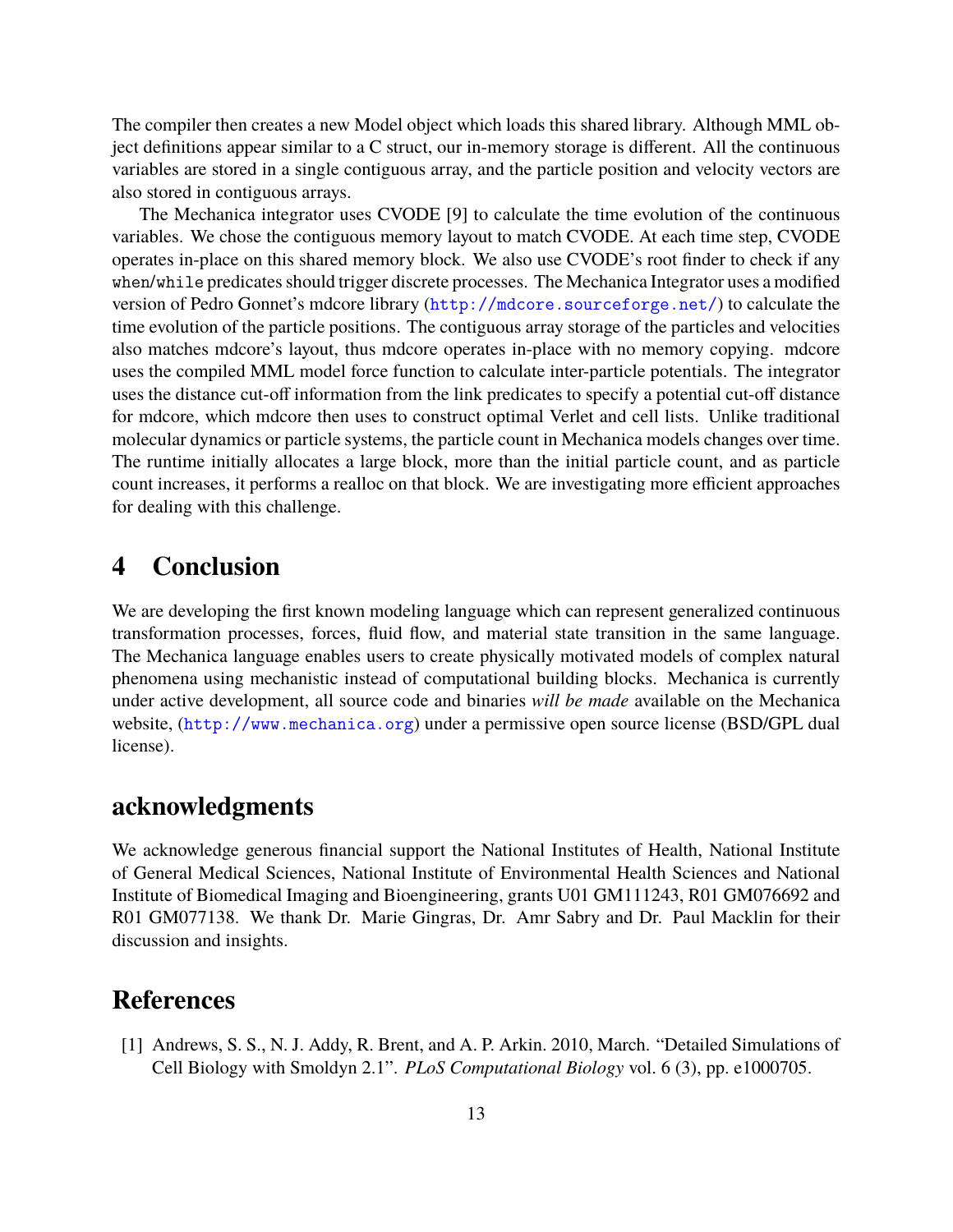The compiler then creates a new Model object which loads this shared library. Although MML object definitions appear similar to a C struct, our in-memory storage is different. All the continuous variables are stored in a single contiguous array, and the particle position and velocity vectors are also stored in contiguous arrays.

The Mechanica integrator uses CVODE [9] to calculate the time evolution of the continuous variables. We chose the contiguous memory layout to match CVODE. At each time step, CVODE operates in-place on this shared memory block. We also use CVODE's root finder to check if any `when`/`while` predicates should trigger discrete processes. The Mechanica Integrator uses a modified version of Pedro Gonnet's mdcore library (http://mdcore.sourceforge.net/) to calculate the time evolution of the particle positions. The contiguous array storage of the particles and velocities also matches mdcore's layout, thus mdcore operates in-place with no memory copying. mdcore uses the compiled MML model force function to calculate inter-particle potentials. The integrator uses the distance cut-off information from the link predicates to specify a potential cut-off distance for mdcore, which mdcore then uses to construct optimal Verlet and cell lists. Unlike traditional molecular dynamics or particle systems, the particle count in Mechanica models changes over time. The runtime initially allocates a large block, more than the initial particle count, and as particle count increases, it performs a realloc on that block. We are investigating more efficient approaches for dealing with this challenge.

# 4 Conclusion

We are developing the first known modeling language which can represent generalized continuous transformation processes, forces, fluid flow, and material state transition in the same language. The Mechanica language enables users to create physically motivated models of complex natural phenomena using mechanistic instead of computational building blocks. Mechanica is currently under active development, all source code and binaries *will be made* available on the Mechanica website, (http://www.mechanica.org) under a permissive open source license (BSD/GPL dual license).

# acknowledgments

We acknowledge generous financial support the National Institutes of Health, National Institute of General Medical Sciences, National Institute of Environmental Health Sciences and National Institute of Biomedical Imaging and Bioengineering, grants U01 GM111243, R01 GM076692 and R01 GM077138. We thank Dr. Marie Gingras, Dr. Amr Sabry and Dr. Paul Macklin for their discussion and insights.

# References

[1] Andrews, S. S., N. J. Addy, R. Brent, and A. P. Arkin. 2010, March. "Detailed Simulations of Cell Biology with Smoldyn 2.1". *PLoS Computational Biology* vol. 6 (3), pp. e1000705.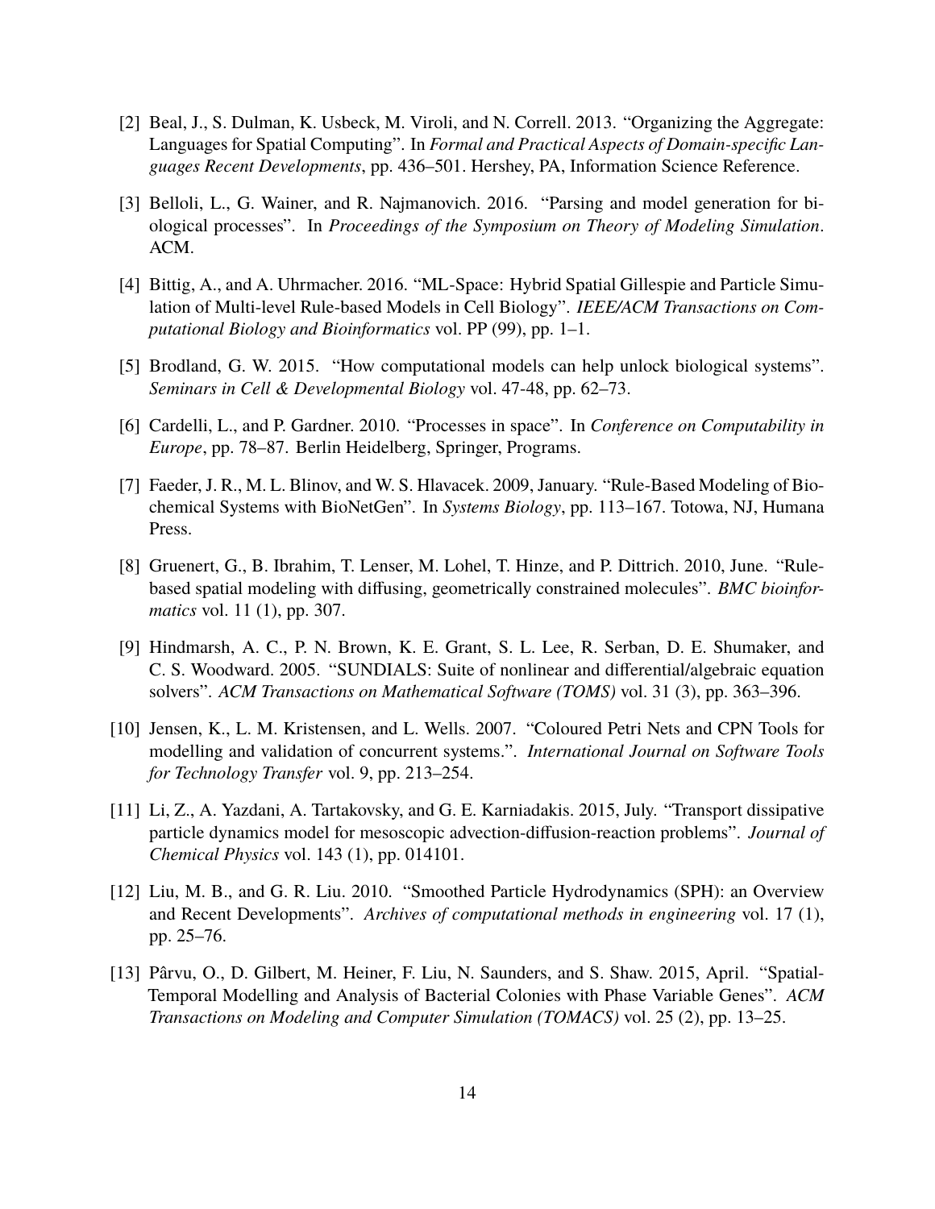[2] Beal, J., S. Dulman, K. Usbeck, M. Viroli, and N. Correll. 2013. "Organizing the Aggregate: Languages for Spatial Computing". In *Formal and Practical Aspects of Domain-specific Languages Recent Developments*, pp. 436–501. Hershey, PA, Information Science Reference.

[3] Belloli, L., G. Wainer, and R. Najmanovich. 2016. "Parsing and model generation for biological processes". In *Proceedings of the Symposium on Theory of Modeling Simulation*. ACM.

[4] Bittig, A., and A. Uhrmacher. 2016. "ML-Space: Hybrid Spatial Gillespie and Particle Simulation of Multi-level Rule-based Models in Cell Biology". *IEEE/ACM Transactions on Computational Biology and Bioinformatics* vol. PP (99), pp. 1–1.

[5] Brodland, G. W. 2015. "How computational models can help unlock biological systems". *Seminars in Cell & Developmental Biology* vol. 47-48, pp. 62–73.

[6] Cardelli, L., and P. Gardner. 2010. "Processes in space". In *Conference on Computability in Europe*, pp. 78–87. Berlin Heidelberg, Springer, Programs.

[7] Faeder, J. R., M. L. Blinov, and W. S. Hlavacek. 2009, January. "Rule-Based Modeling of Biochemical Systems with BioNetGen". In *Systems Biology*, pp. 113–167. Totowa, NJ, Humana Press.

[8] Gruenert, G., B. Ibrahim, T. Lenser, M. Lohel, T. Hinze, and P. Dittrich. 2010, June. "Rule-based spatial modeling with diffusing, geometrically constrained molecules". *BMC bioinformatics* vol. 11 (1), pp. 307.

[9] Hindmarsh, A. C., P. N. Brown, K. E. Grant, S. L. Lee, R. Serban, D. E. Shumaker, and C. S. Woodward. 2005. "SUNDIALS: Suite of nonlinear and differential/algebraic equation solvers". *ACM Transactions on Mathematical Software (TOMS)* vol. 31 (3), pp. 363–396.

[10] Jensen, K., L. M. Kristensen, and L. Wells. 2007. "Coloured Petri Nets and CPN Tools for modelling and validation of concurrent systems.". *International Journal on Software Tools for Technology Transfer* vol. 9, pp. 213–254.

[11] Li, Z., A. Yazdani, A. Tartakovsky, and G. E. Karniadakis. 2015, July. "Transport dissipative particle dynamics model for mesoscopic advection-diffusion-reaction problems". *Journal of Chemical Physics* vol. 143 (1), pp. 014101.

[12] Liu, M. B., and G. R. Liu. 2010. "Smoothed Particle Hydrodynamics (SPH): an Overview and Recent Developments". *Archives of computational methods in engineering* vol. 17 (1), pp. 25–76.

[13] Pârvu, O., D. Gilbert, M. Heiner, F. Liu, N. Saunders, and S. Shaw. 2015, April. "Spatial-Temporal Modelling and Analysis of Bacterial Colonies with Phase Variable Genes". *ACM Transactions on Modeling and Computer Simulation (TOMACS)* vol. 25 (2), pp. 13–25.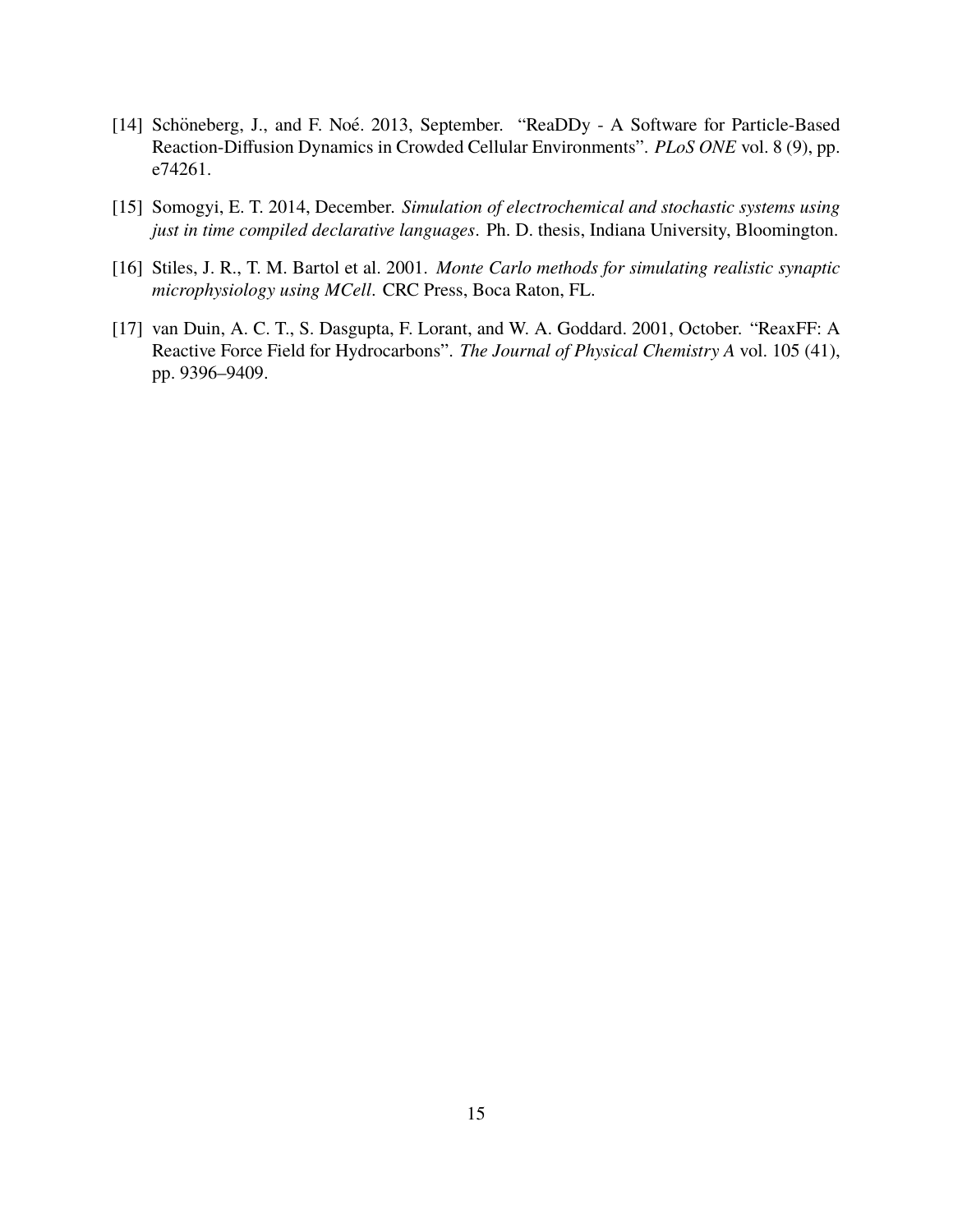[14] Schöneberg, J., and F. Noé. 2013, September. "ReaDDy - A Software for Particle-Based Reaction-Diffusion Dynamics in Crowded Cellular Environments". *PLoS ONE* vol. 8 (9), pp. e74261.

[15] Somogyi, E. T. 2014, December. *Simulation of electrochemical and stochastic systems using just in time compiled declarative languages*. Ph. D. thesis, Indiana University, Bloomington.

[16] Stiles, J. R., T. M. Bartol et al. 2001. *Monte Carlo methods for simulating realistic synaptic microphysiology using MCell*. CRC Press, Boca Raton, FL.

[17] van Duin, A. C. T., S. Dasgupta, F. Lorant, and W. A. Goddard. 2001, October. "ReaxFF: A Reactive Force Field for Hydrocarbons". *The Journal of Physical Chemistry A* vol. 105 (41), pp. 9396–9409.